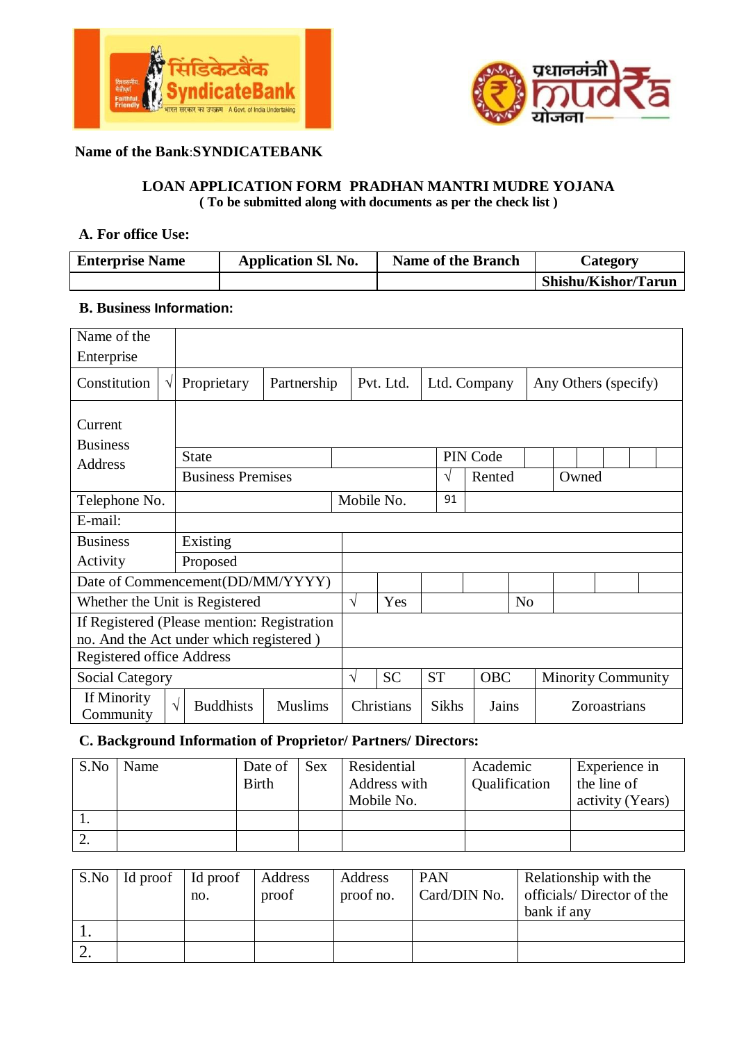सिंडिकेटबैंक SyndicateBank विश्वसनीय मैत्रीपूर्ण Faithful Friendly भारत सरकार का उपक्रम A Govt. of India Undertaking

प्रधानमंत्री mudra योजना

**Name of the Bank**:**SYNDICATEBANK**

### LOAN APPLICATION FORM PRADHAN MANTRI MUDRE YOJANA

**( To be submitted along with documents as per the check list )**

**A. For office Use:**

| Enterprise Name | Application Sl. No. | Name of the Branch | Category |
|---|---|---|---|
| | | | Shishu/Kishor/Tarun |

**B. Business Information:**

| | | | | | | | |
|---|---|---|---|---|---|---|---|
| Name of the Enterprise | | | | | | | |
| Constitution | √ Proprietary | Partnership | Pvt. Ltd. | Ltd. Company | Any Others (specify) | | |
| Current Business Address | | | | | | | |
| | State | | PIN Code | | | | |
| | Business Premises | | √ | Rented | Owned | | |
| Telephone No. | | Mobile No. | 91 | | | | |
| E-mail: | | | | | | | |
| Business Activity | Existing | | | | | | |
| | Proposed | | | | | | |
| Date of Commencement(DD/MM/YYYY) | | | | | | | |
| Whether the Unit is Registered | | √ | Yes | | No | | |
| If Registered (Please mention: Registration no. And the Act under which registered ) | | | | | | | |
| Registered office Address | | | | | | | |
| Social Category | | √ | SC | ST | OBC | Minority Community | |
| If Minority Community | √ | Buddhists | Muslims | Christians | Sikhs | Jains | Zoroastrians |

**C. Background Information of Proprietor/ Partners/ Directors:**

| S.No | Name | Date of Birth | Sex | Residential Address with Mobile No. | Academic Qualification | Experience in the line of activity (Years) |
|---|---|---|---|---|---|---|
| 1. | | | | | | |
| 2. | | | | | | |

| S.No | Id proof | Id proof no. | Address proof | Address proof no. | PAN Card/DIN No. | Relationship with the officials/ Director of the bank if any |
|---|---|---|---|---|---|---|
| 1. | | | | | | |
| 2. | | | | | | |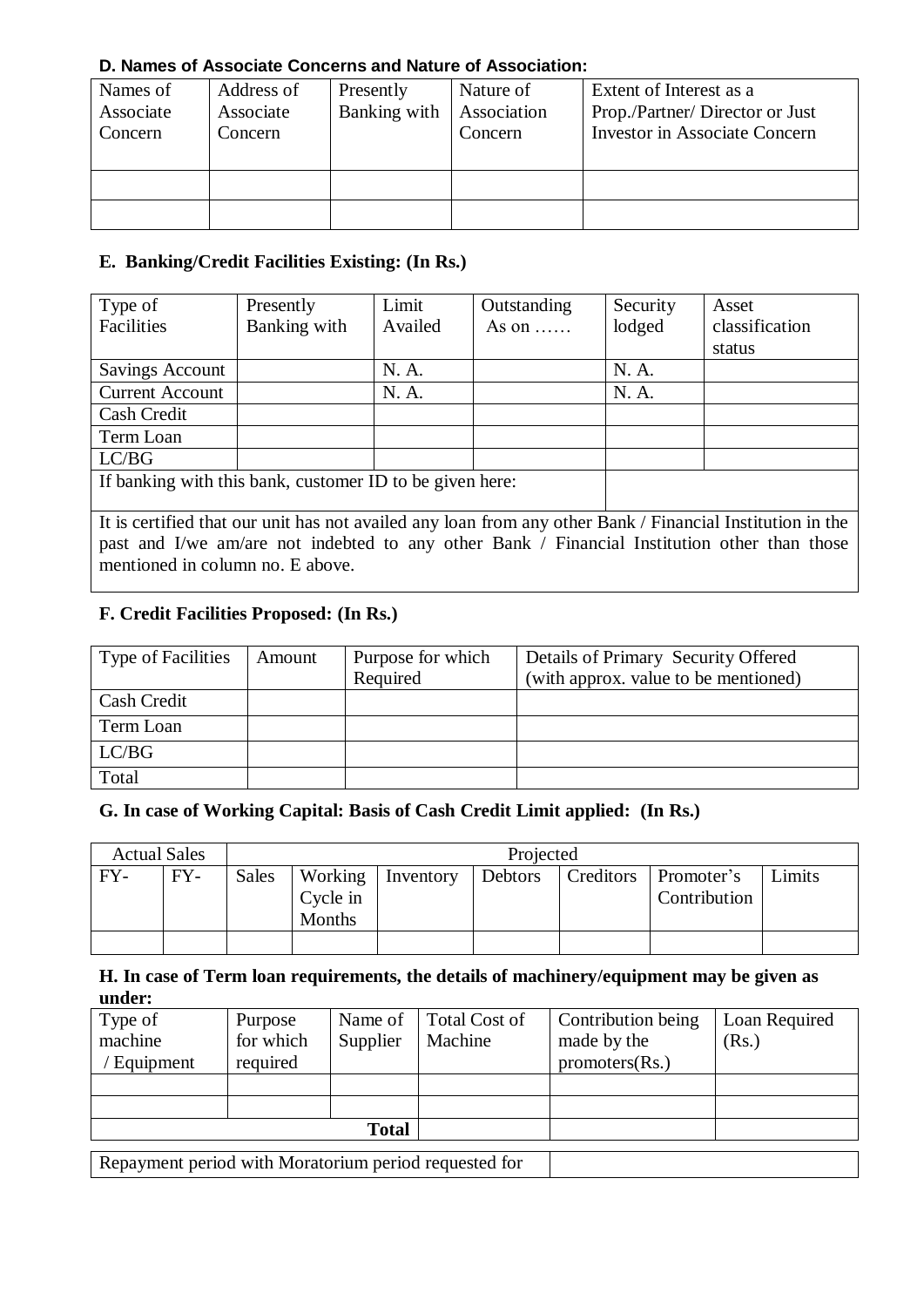**D. Names of Associate Concerns and Nature of Association:**

| Names of Associate Concern | Address of Associate Concern | Presently Banking with | Nature of Association Concern | Extent of Interest as a Prop./Partner/ Director or Just Investor in Associate Concern |
|---|---|---|---|---|
| | | | | |
| | | | | |

**E. Banking/Credit Facilities Existing: (In Rs.)**

| Type of Facilities | Presently Banking with | Limit Availed | Outstanding As on …… | Security lodged | Asset classification status |
|---|---|---|---|---|---|
| Savings Account | | N. A. | | N. A. | |
| Current Account | | N. A. | | N. A. | |
| Cash Credit | | | | | |
| Term Loan | | | | | |
| LC/BG | | | | | |
| If banking with this bank, customer ID to be given here: | | | | | |

It is certified that our unit has not availed any loan from any other Bank / Financial Institution in the past and I/we am/are not indebted to any other Bank / Financial Institution other than those mentioned in column no. E above.

**F. Credit Facilities Proposed: (In Rs.)**

| Type of Facilities | Amount | Purpose for which Required | Details of Primary Security Offered (with approx. value to be mentioned) |
|---|---|---|---|
| Cash Credit | | | |
| Term Loan | | | |
| LC/BG | | | |
| Total | | | |

**G. In case of Working Capital: Basis of Cash Credit Limit applied: (In Rs.)**

| Actual Sales | | Projected | | | | | | |
|---|---|---|---|---|---|---|---|---|
| FY- | FY- | Sales | Working Cycle in Months | Inventory | Debtors | Creditors | Promoter's Contribution | Limits |
| | | | | | | | | |

**H. In case of Term loan requirements, the details of machinery/equipment may be given as under:**

| Type of machine / Equipment | Purpose for which required | Name of Supplier | Total Cost of Machine | Contribution being made by the promoters(Rs.) | Loan Required (Rs.) |
|---|---|---|---|---|---|
| | | | | | |
| | | | | | |
| | | **Total** | | | |

| Repayment period with Moratorium period requested for | |
|---|---|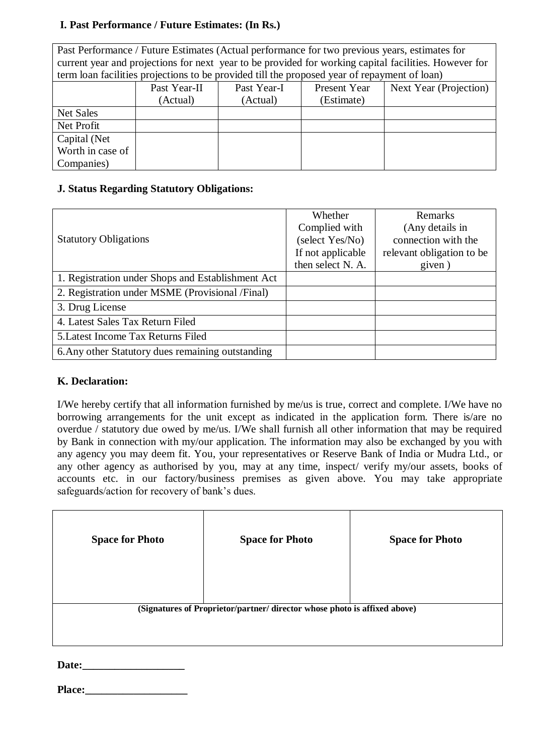### I. Past Performance / Future Estimates: (In Rs.)

Past Performance / Future Estimates (Actual performance for two previous years, estimates for current year and projections for next year to be provided for working capital facilities. However for term loan facilities projections to be provided till the proposed year of repayment of loan)

| | Past Year-II (Actual) | Past Year-I (Actual) | Present Year (Estimate) | Next Year (Projection) |
|---|---|---|---|---|
| Net Sales | | | | |
| Net Profit | | | | |
| Capital (Net Worth in case of Companies) | | | | |

### J. Status Regarding Statutory Obligations:

| Statutory Obligations | Whether Complied with (select Yes/No) If not applicable then select N. A. | Remarks (Any details in connection with the relevant obligation to be given ) |
|---|---|---|
| 1. Registration under Shops and Establishment Act | | |
| 2. Registration under MSME (Provisional /Final) | | |
| 3. Drug License | | |
| 4. Latest Sales Tax Return Filed | | |
| 5.Latest Income Tax Returns Filed | | |
| 6.Any other Statutory dues remaining outstanding | | |

### K. Declaration:

I/We hereby certify that all information furnished by me/us is true, correct and complete. I/We have no borrowing arrangements for the unit except as indicated in the application form. There is/are no overdue / statutory due owed by me/us. I/We shall furnish all other information that may be required by Bank in connection with my/our application. The information may also be exchanged by you with any agency you may deem fit. You, your representatives or Reserve Bank of India or Mudra Ltd., or any other agency as authorised by you, may at any time, inspect/ verify my/our assets, books of accounts etc. in our factory/business premises as given above. You may take appropriate safeguards/action for recovery of bank's dues.

| **Space for Photo** | **Space for Photo** | **Space for Photo** |
|---|---|---|
| **(Signatures of Proprietor/partner/ director whose photo is affixed above)** | | |

**Date:___________________**

**Place:___________________**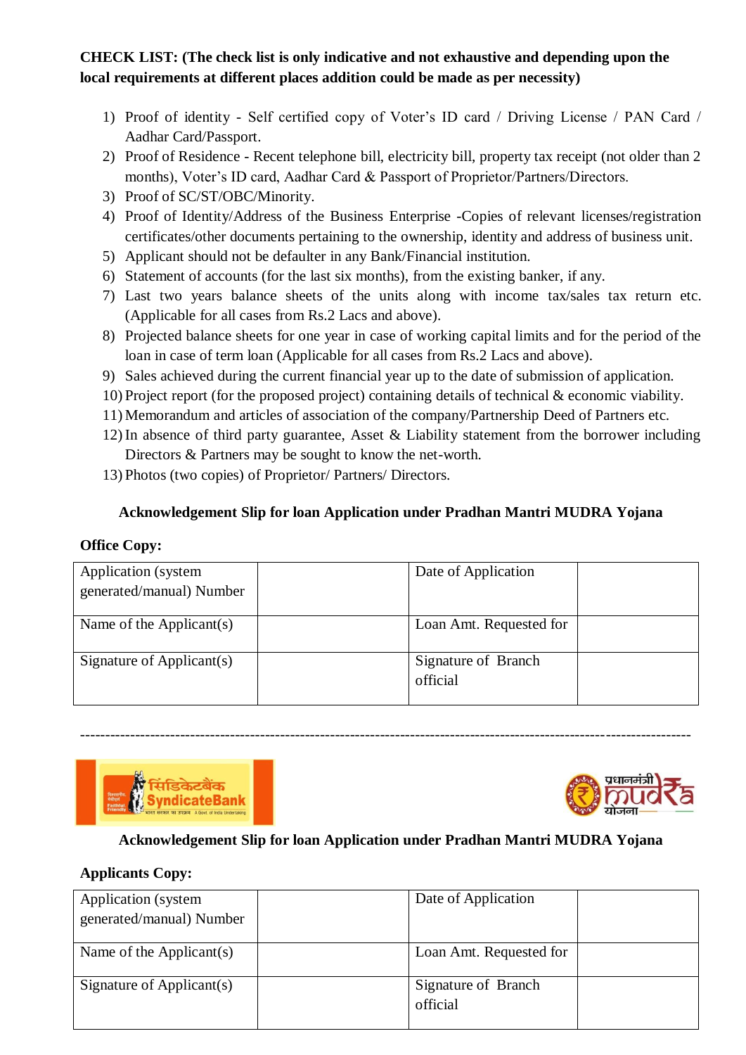**CHECK LIST: (The check list is only indicative and not exhaustive and depending upon the local requirements at different places addition could be made as per necessity)**

1) Proof of identity - Self certified copy of Voter's ID card / Driving License / PAN Card / Aadhar Card/Passport.
2) Proof of Residence - Recent telephone bill, electricity bill, property tax receipt (not older than 2 months), Voter's ID card, Aadhar Card & Passport of Proprietor/Partners/Directors.
3) Proof of SC/ST/OBC/Minority.
4) Proof of Identity/Address of the Business Enterprise -Copies of relevant licenses/registration certificates/other documents pertaining to the ownership, identity and address of business unit.
5) Applicant should not be defaulter in any Bank/Financial institution.
6) Statement of accounts (for the last six months), from the existing banker, if any.
7) Last two years balance sheets of the units along with income tax/sales tax return etc. (Applicable for all cases from Rs.2 Lacs and above).
8) Projected balance sheets for one year in case of working capital limits and for the period of the loan in case of term loan (Applicable for all cases from Rs.2 Lacs and above).
9) Sales achieved during the current financial year up to the date of submission of application.
10) Project report (for the proposed project) containing details of technical & economic viability.
11) Memorandum and articles of association of the company/Partnership Deed of Partners etc.
12) In absence of third party guarantee, Asset & Liability statement from the borrower including Directors & Partners may be sought to know the net-worth.
13) Photos (two copies) of Proprietor/ Partners/ Directors.

**Acknowledgement Slip for loan Application under Pradhan Mantri MUDRA Yojana**

**Office Copy:**

| | | | |
|---|---|---|---|
| Application (system generated/manual) Number | | Date of Application | |
| Name of the Applicant(s) | | Loan Amt. Requested for | |
| Signature of Applicant(s) | | Signature of Branch official | |

---

सिंडिकेटबैंक SyndicateBank

प्रधानमंत्री mudra योजना

**Acknowledgement Slip for loan Application under Pradhan Mantri MUDRA Yojana**

**Applicants Copy:**

| | | | |
|---|---|---|---|
| Application (system generated/manual) Number | | Date of Application | |
| Name of the Applicant(s) | | Loan Amt. Requested for | |
| Signature of Applicant(s) | | Signature of Branch official | |